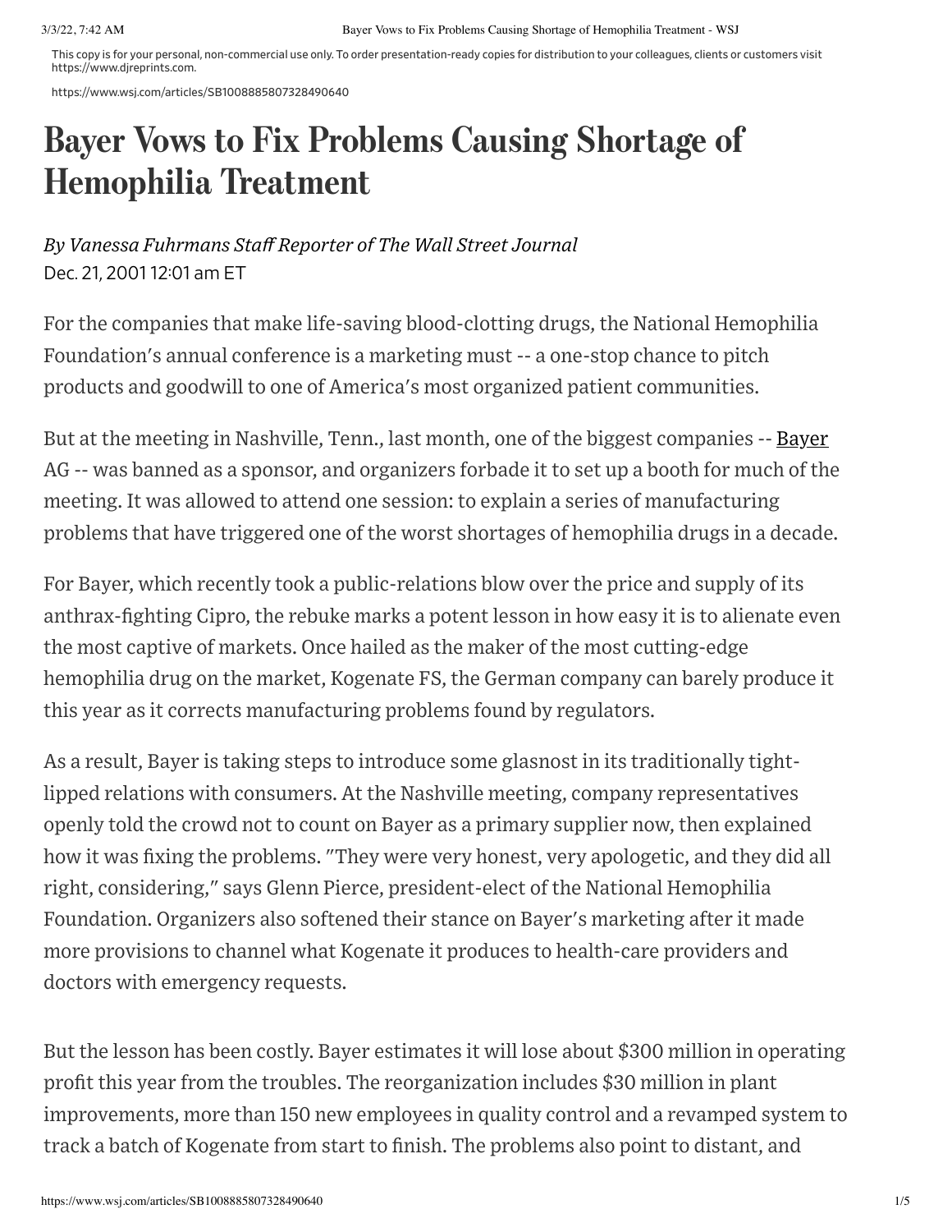This copy is for your personal, non-commercial use only. To order presentation-ready copies for distribution to your colleagues, clients or customers visit https://www.djreprints.com.

https://www.wsj.com/articles/SB1008885807328490640

# Bayer Vows to Fix Problems Causing Shortage of Hemophilia Treatment

*By Vanessa Fuhrmans Staff Reporter of The Wall Street Journal*

Dec. 21, 2001 12:01 am ET

For the companies that make life-saving blood-clotting drugs, the National Hemophilia Foundation's annual conference is a marketing must -- a one-stop chance to pitch products and goodwill to one of America's most organized patient communities.

But at the meeting in Nashville, Tenn., last month, one of the biggest companies -- Bayer AG -- was banned as a sponsor, and organizers forbade it to set up a booth for much of the meeting. It was allowed to attend one session: to explain a series of manufacturing problems that have triggered one of the worst shortages of hemophilia drugs in a decade.

For Bayer, which recently took a public-relations blow over the price and supply of its anthrax-fighting Cipro, the rebuke marks a potent lesson in how easy it is to alienate even the most captive of markets. Once hailed as the maker of the most cutting-edge hemophilia drug on the market, Kogenate FS, the German company can barely produce it this year as it corrects manufacturing problems found by regulators.

As a result, Bayer is taking steps to introduce some glasnost in its traditionally tight-lipped relations with consumers. At the Nashville meeting, company representatives openly told the crowd not to count on Bayer as a primary supplier now, then explained how it was fixing the problems. "They were very honest, very apologetic, and they did all right, considering," says Glenn Pierce, president-elect of the National Hemophilia Foundation. Organizers also softened their stance on Bayer's marketing after it made more provisions to channel what Kogenate it produces to health-care providers and doctors with emergency requests.

But the lesson has been costly. Bayer estimates it will lose about $300 million in operating profit this year from the troubles. The reorganization includes $30 million in plant improvements, more than 150 new employees in quality control and a revamped system to track a batch of Kogenate from start to finish. The problems also point to distant, and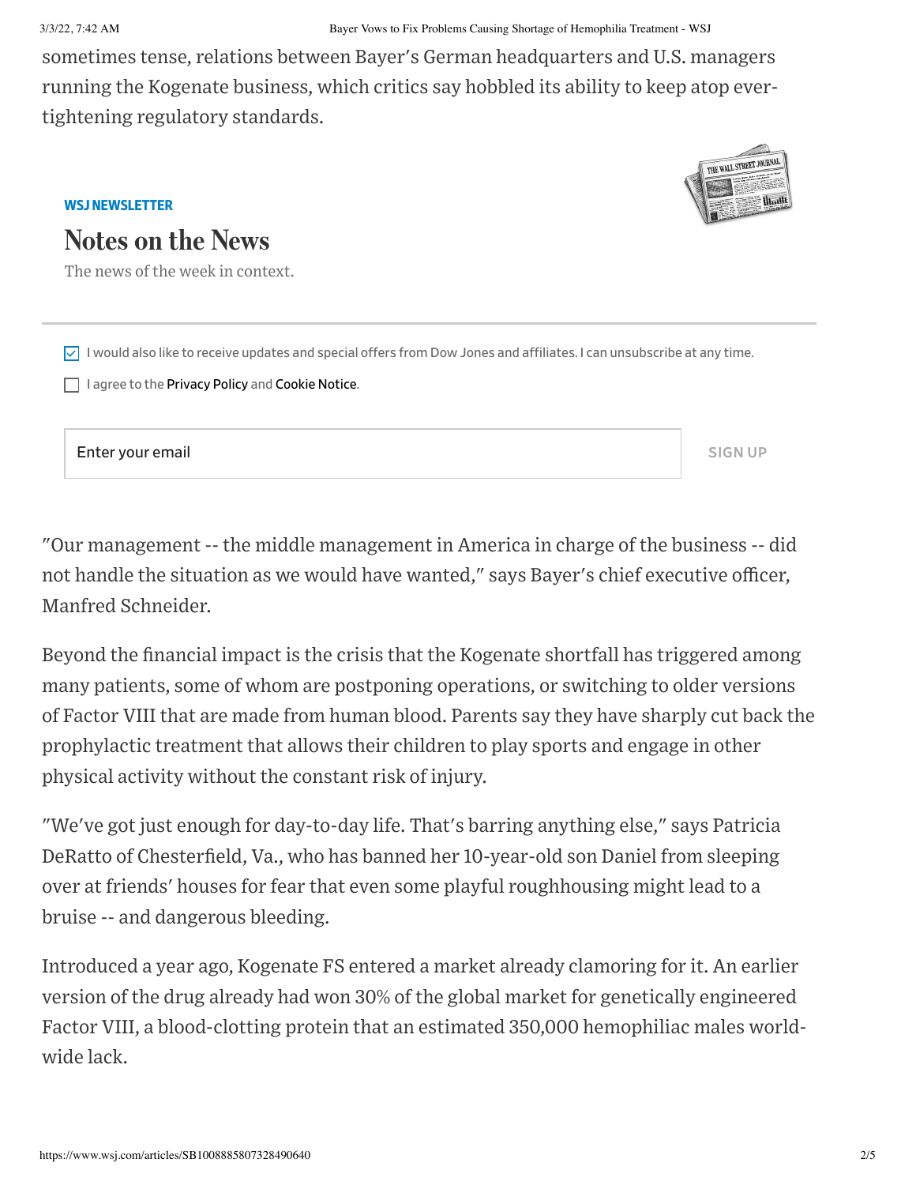sometimes tense, relations between Bayer's German headquarters and U.S. managers running the Kogenate business, which critics say hobbled its ability to keep atop ever-tightening regulatory standards.

"Our management -- the middle management in America in charge of the business -- did not handle the situation as we would have wanted," says Bayer's chief executive officer, Manfred Schneider.

Beyond the financial impact is the crisis that the Kogenate shortfall has triggered among many patients, some of whom are postponing operations, or switching to older versions of Factor VIII that are made from human blood. Parents say they have sharply cut back the prophylactic treatment that allows their children to play sports and engage in other physical activity without the constant risk of injury.

"We've got just enough for day-to-day life. That's barring anything else," says Patricia DeRatto of Chesterfield, Va., who has banned her 10-year-old son Daniel from sleeping over at friends' houses for fear that even some playful roughhousing might lead to a bruise -- and dangerous bleeding.

Introduced a year ago, Kogenate FS entered a market already clamoring for it. An earlier version of the drug already had won 30% of the global market for genetically engineered Factor VIII, a blood-clotting protein that an estimated 350,000 hemophiliac males world-wide lack.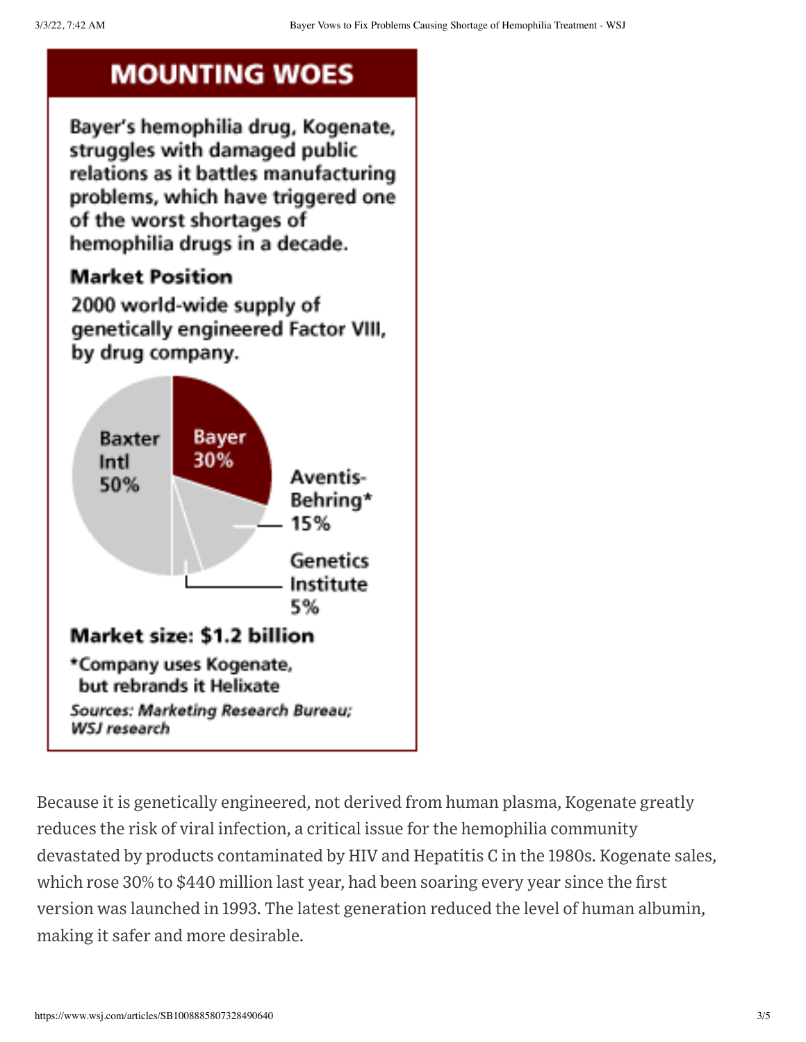## MOUNTING WOES

Bayer's hemophilia drug, Kogenate, struggles with damaged public relations as it battles manufacturing problems, which have triggered one of the worst shortages of hemophilia drugs in a decade.

**Market Position**

2000 world-wide supply of genetically engineered Factor VIII, by drug company.

Baxter Intl 50%

Bayer 30%

Aventis-Behring* 15%

Genetics Institute 5%

**Market size: $1.2 billion**

*Company uses Kogenate, but rebrands it Helixate

*Sources: Marketing Research Bureau; WSJ research*

Because it is genetically engineered, not derived from human plasma, Kogenate greatly reduces the risk of viral infection, a critical issue for the hemophilia community devastated by products contaminated by HIV and Hepatitis C in the 1980s. Kogenate sales, which rose 30% to $440 million last year, had been soaring every year since the first version was launched in 1993. The latest generation reduced the level of human albumin, making it safer and more desirable.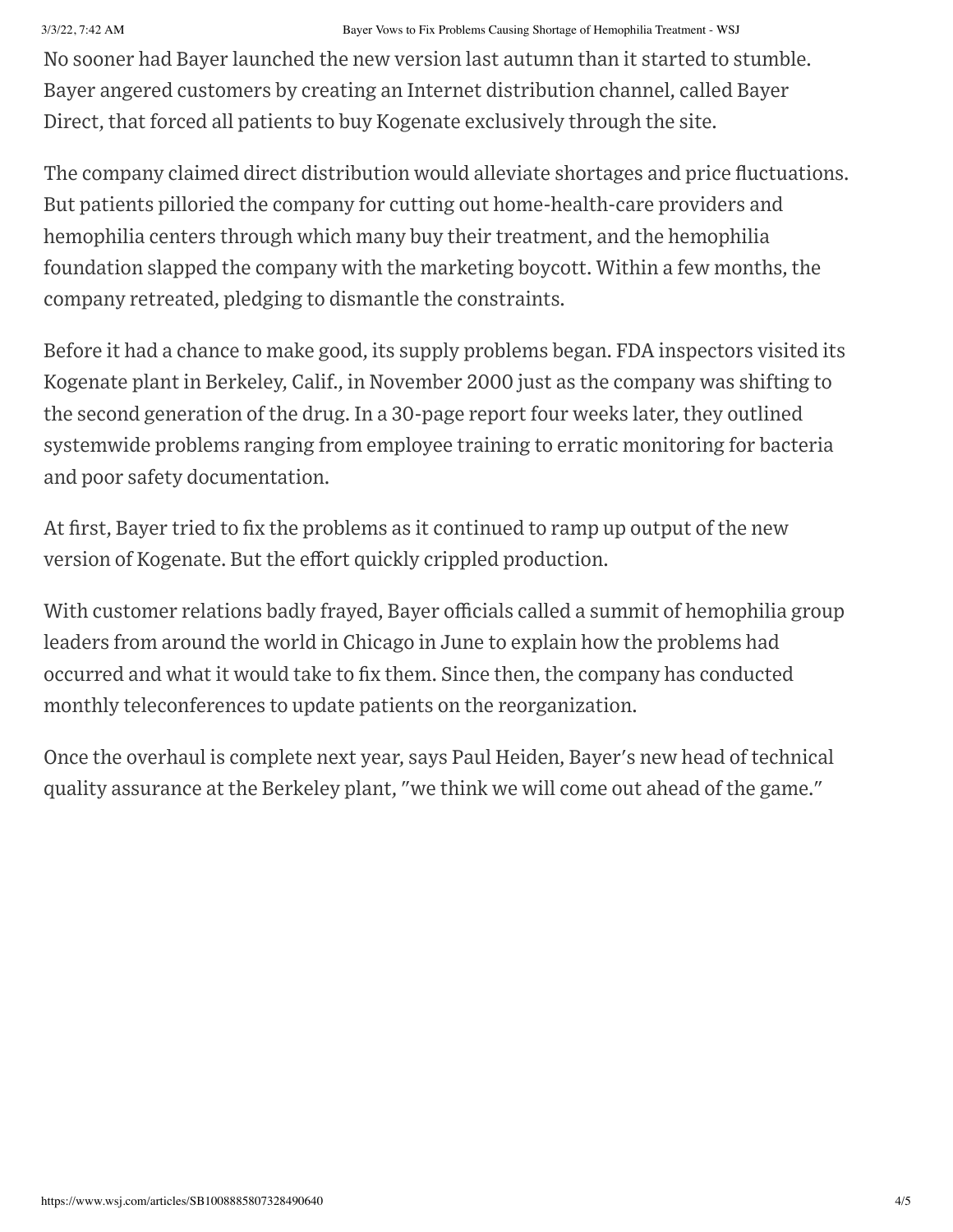No sooner had Bayer launched the new version last autumn than it started to stumble. Bayer angered customers by creating an Internet distribution channel, called Bayer Direct, that forced all patients to buy Kogenate exclusively through the site.

The company claimed direct distribution would alleviate shortages and price fluctuations. But patients pilloried the company for cutting out home-health-care providers and hemophilia centers through which many buy their treatment, and the hemophilia foundation slapped the company with the marketing boycott. Within a few months, the company retreated, pledging to dismantle the constraints.

Before it had a chance to make good, its supply problems began. FDA inspectors visited its Kogenate plant in Berkeley, Calif., in November 2000 just as the company was shifting to the second generation of the drug. In a 30-page report four weeks later, they outlined systemwide problems ranging from employee training to erratic monitoring for bacteria and poor safety documentation.

At first, Bayer tried to fix the problems as it continued to ramp up output of the new version of Kogenate. But the effort quickly crippled production.

With customer relations badly frayed, Bayer officials called a summit of hemophilia group leaders from around the world in Chicago in June to explain how the problems had occurred and what it would take to fix them. Since then, the company has conducted monthly teleconferences to update patients on the reorganization.

Once the overhaul is complete next year, says Paul Heiden, Bayer's new head of technical quality assurance at the Berkeley plant, "we think we will come out ahead of the game."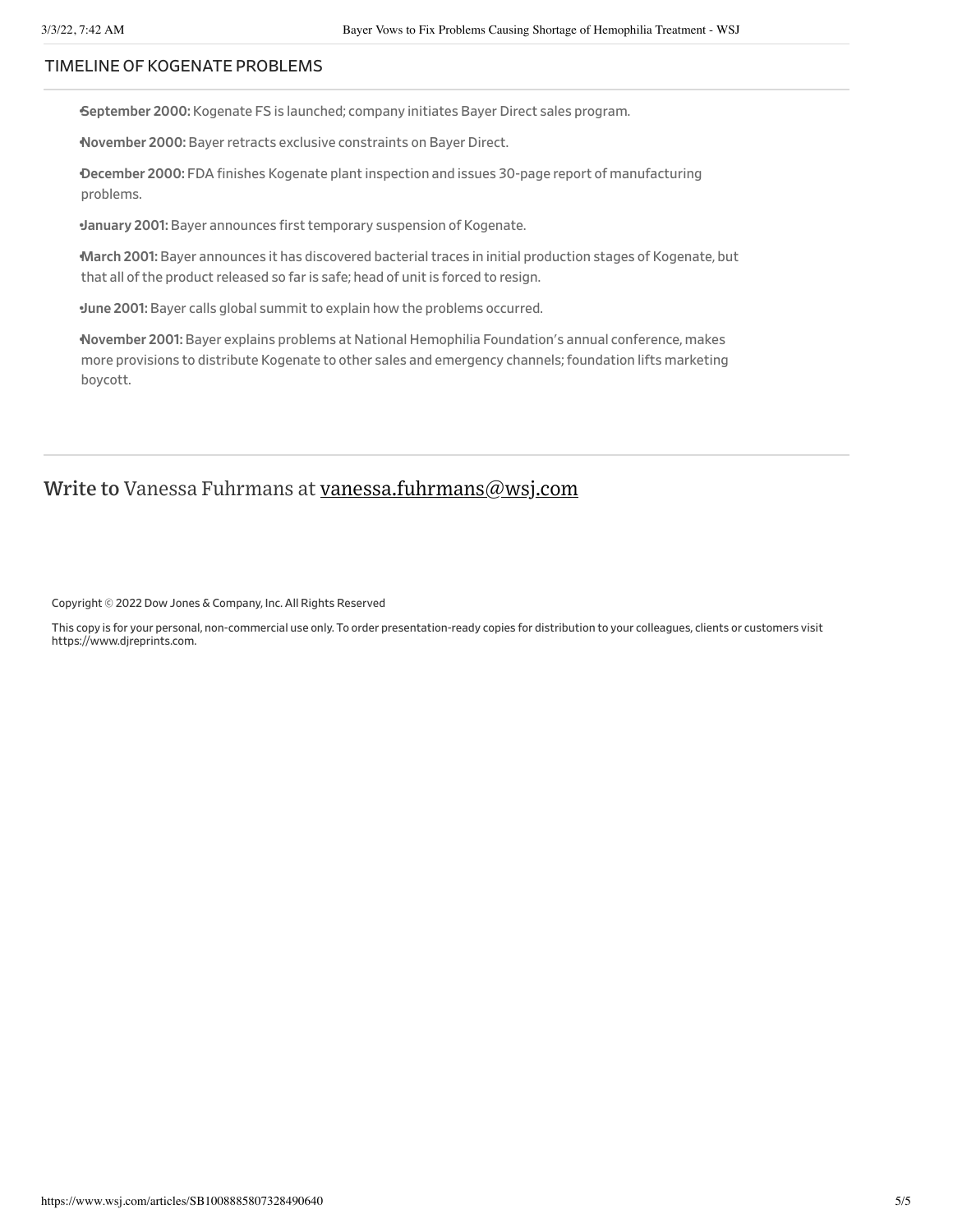## TIMELINE OF KOGENATE PROBLEMS

- **September 2000:** Kogenate FS is launched; company initiates Bayer Direct sales program.
- **November 2000:** Bayer retracts exclusive constraints on Bayer Direct.
- **December 2000:** FDA finishes Kogenate plant inspection and issues 30-page report of manufacturing problems.
- **January 2001:** Bayer announces first temporary suspension of Kogenate.
- **March 2001:** Bayer announces it has discovered bacterial traces in initial production stages of Kogenate, but that all of the product released so far is safe; head of unit is forced to resign.
- **June 2001:** Bayer calls global summit to explain how the problems occurred.
- **November 2001:** Bayer explains problems at National Hemophilia Foundation's annual conference, makes more provisions to distribute Kogenate to other sales and emergency channels; foundation lifts marketing boycott.

**Write to** Vanessa Fuhrmans at vanessa.fuhrmans@wsj.com

Copyright © 2022 Dow Jones & Company, Inc. All Rights Reserved

This copy is for your personal, non-commercial use only. To order presentation-ready copies for distribution to your colleagues, clients or customers visit https://www.djreprints.com.